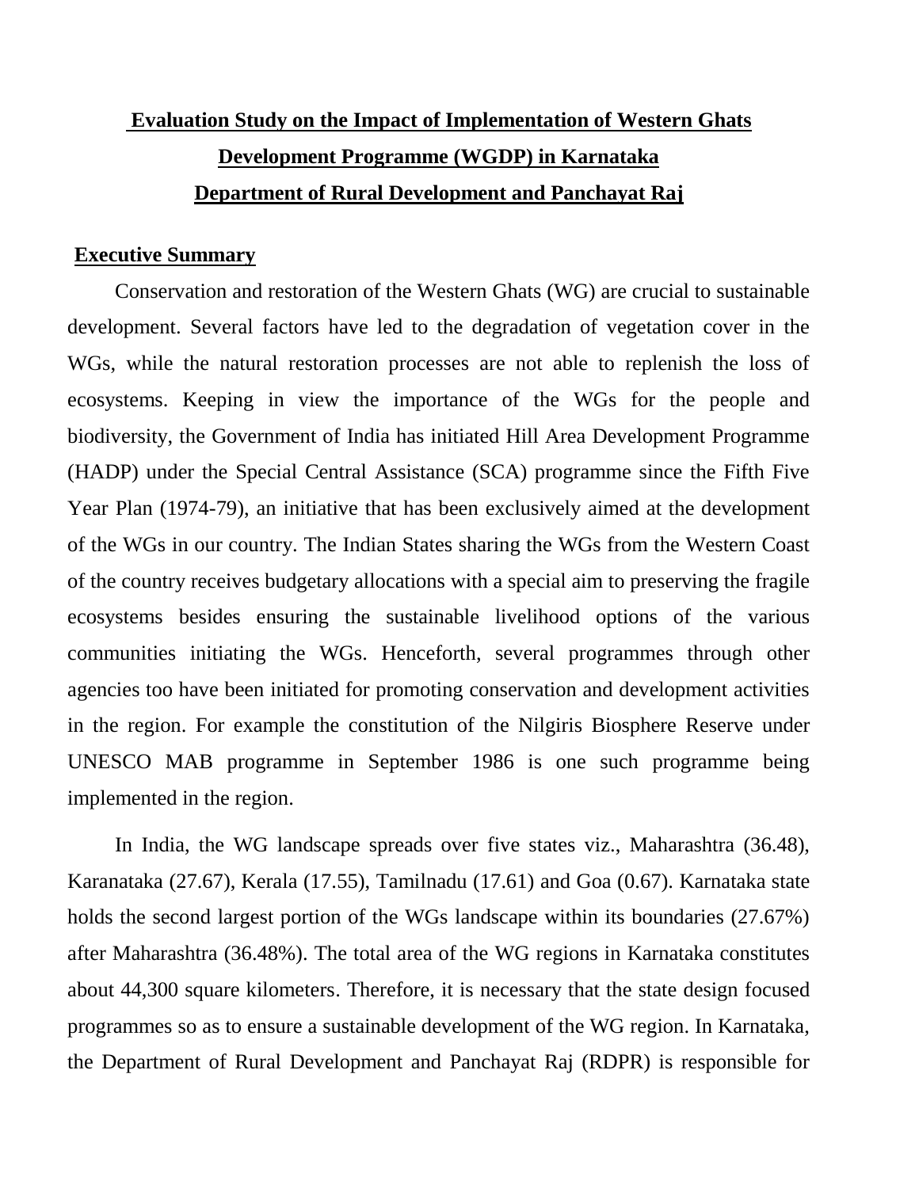# Evaluation Study on the Impact of Implementation of Western Ghats Development Programme (WGDP) in Karnataka

# Department of Rural Development and Panchayat Raj

## Executive Summary

Conservation and restoration of the Western Ghats (WG) are crucial to sustainable development. Several factors have led to the degradation of vegetation cover in the WGs, while the natural restoration processes are not able to replenish the loss of ecosystems. Keeping in view the importance of the WGs for the people and biodiversity, the Government of India has initiated Hill Area Development Programme (HADP) under the Special Central Assistance (SCA) programme since the Fifth Five Year Plan (1974-79), an initiative that has been exclusively aimed at the development of the WGs in our country. The Indian States sharing the WGs from the Western Coast of the country receives budgetary allocations with a special aim to preserving the fragile ecosystems besides ensuring the sustainable livelihood options of the various communities initiating the WGs. Henceforth, several programmes through other agencies too have been initiated for promoting conservation and development activities in the region. For example the constitution of the Nilgiris Biosphere Reserve under UNESCO MAB programme in September 1986 is one such programme being implemented in the region.

In India, the WG landscape spreads over five states viz., Maharashtra (36.48), Karanataka (27.67), Kerala (17.55), Tamilnadu (17.61) and Goa (0.67). Karnataka state holds the second largest portion of the WGs landscape within its boundaries (27.67%) after Maharashtra (36.48%). The total area of the WG regions in Karnataka constitutes about 44,300 square kilometers. Therefore, it is necessary that the state design focused programmes so as to ensure a sustainable development of the WG region. In Karnataka, the Department of Rural Development and Panchayat Raj (RDPR) is responsible for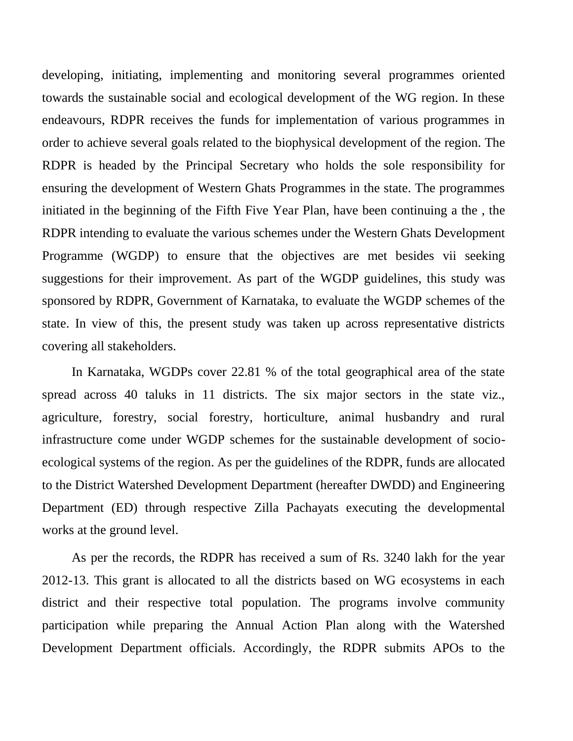developing, initiating, implementing and monitoring several programmes oriented towards the sustainable social and ecological development of the WG region. In these endeavours, RDPR receives the funds for implementation of various programmes in order to achieve several goals related to the biophysical development of the region. The RDPR is headed by the Principal Secretary who holds the sole responsibility for ensuring the development of Western Ghats Programmes in the state. The programmes initiated in the beginning of the Fifth Five Year Plan, have been continuing a the , the RDPR intending to evaluate the various schemes under the Western Ghats Development Programme (WGDP) to ensure that the objectives are met besides vii seeking suggestions for their improvement. As part of the WGDP guidelines, this study was sponsored by RDPR, Government of Karnataka, to evaluate the WGDP schemes of the state. In view of this, the present study was taken up across representative districts covering all stakeholders.

In Karnataka, WGDPs cover 22.81 % of the total geographical area of the state spread across 40 taluks in 11 districts. The six major sectors in the state viz., agriculture, forestry, social forestry, horticulture, animal husbandry and rural infrastructure come under WGDP schemes for the sustainable development of socio-ecological systems of the region. As per the guidelines of the RDPR, funds are allocated to the District Watershed Development Department (hereafter DWDD) and Engineering Department (ED) through respective Zilla Pachayats executing the developmental works at the ground level.

As per the records, the RDPR has received a sum of Rs. 3240 lakh for the year 2012-13. This grant is allocated to all the districts based on WG ecosystems in each district and their respective total population. The programs involve community participation while preparing the Annual Action Plan along with the Watershed Development Department officials. Accordingly, the RDPR submits APOs to the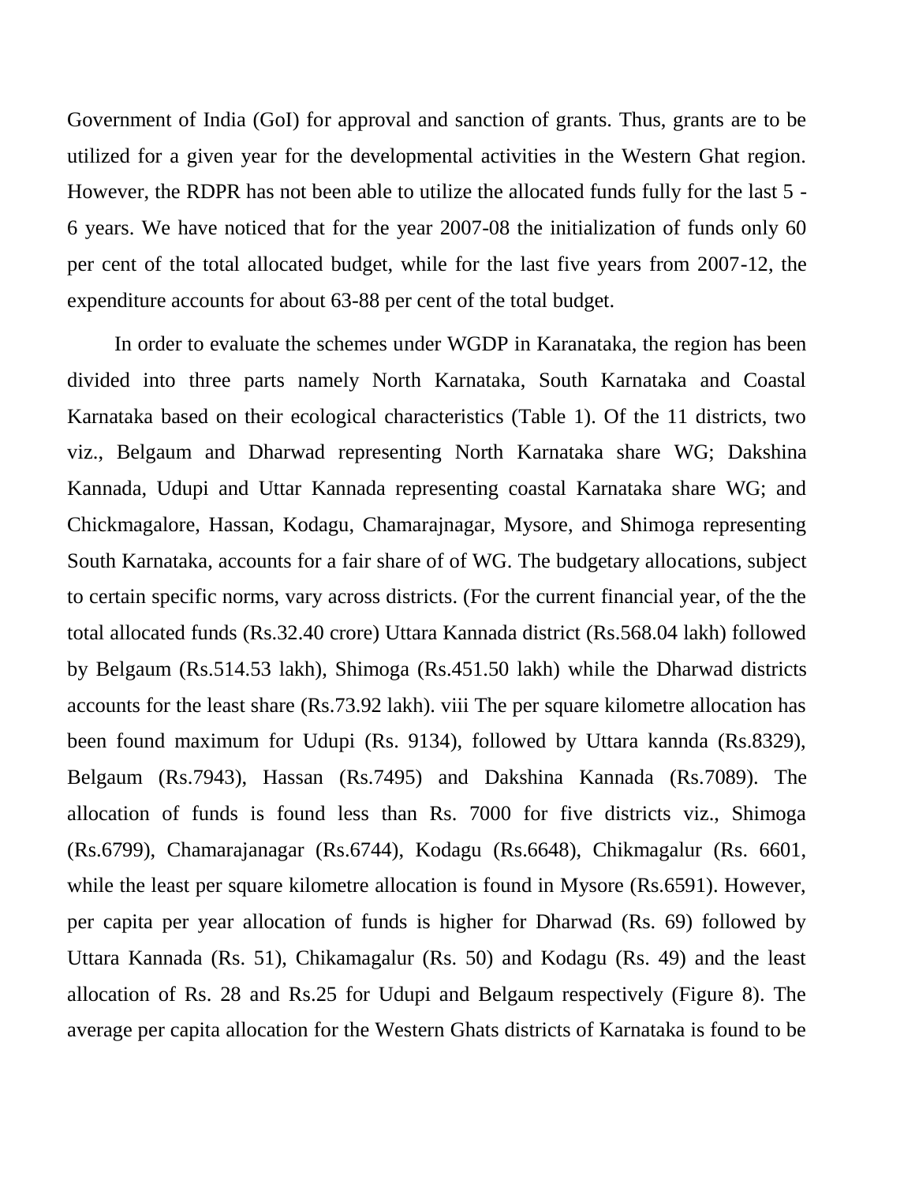Government of India (GoI) for approval and sanction of grants. Thus, grants are to be utilized for a given year for the developmental activities in the Western Ghat region. However, the RDPR has not been able to utilize the allocated funds fully for the last 5 - 6 years. We have noticed that for the year 2007-08 the initialization of funds only 60 per cent of the total allocated budget, while for the last five years from 2007-12, the expenditure accounts for about 63-88 per cent of the total budget.

In order to evaluate the schemes under WGDP in Karanataka, the region has been divided into three parts namely North Karnataka, South Karnataka and Coastal Karnataka based on their ecological characteristics (Table 1). Of the 11 districts, two viz., Belgaum and Dharwad representing North Karnataka share WG; Dakshina Kannada, Udupi and Uttar Kannada representing coastal Karnataka share WG; and Chickmagalore, Hassan, Kodagu, Chamarajnagar, Mysore, and Shimoga representing South Karnataka, accounts for a fair share of of WG. The budgetary allocations, subject to certain specific norms, vary across districts. (For the current financial year, of the the total allocated funds (Rs.32.40 crore) Uttara Kannada district (Rs.568.04 lakh) followed by Belgaum (Rs.514.53 lakh), Shimoga (Rs.451.50 lakh) while the Dharwad districts accounts for the least share (Rs.73.92 lakh). viii The per square kilometre allocation has been found maximum for Udupi (Rs. 9134), followed by Uttara kannda (Rs.8329), Belgaum (Rs.7943), Hassan (Rs.7495) and Dakshina Kannada (Rs.7089). The allocation of funds is found less than Rs. 7000 for five districts viz., Shimoga (Rs.6799), Chamarajanagar (Rs.6744), Kodagu (Rs.6648), Chikmagalur (Rs. 6601, while the least per square kilometre allocation is found in Mysore (Rs.6591). However, per capita per year allocation of funds is higher for Dharwad (Rs. 69) followed by Uttara Kannada (Rs. 51), Chikamagalur (Rs. 50) and Kodagu (Rs. 49) and the least allocation of Rs. 28 and Rs.25 for Udupi and Belgaum respectively (Figure 8). The average per capita allocation for the Western Ghats districts of Karnataka is found to be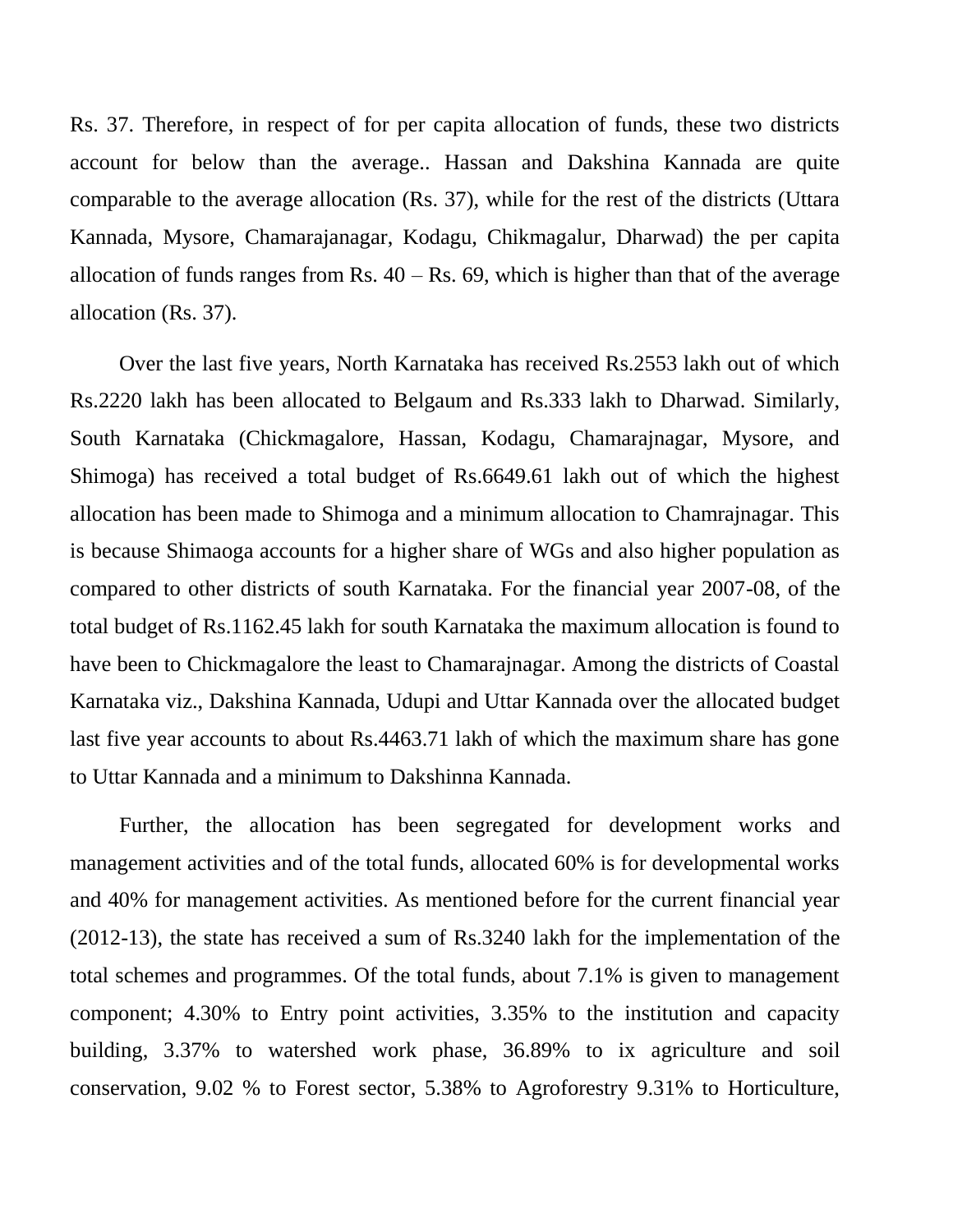Rs. 37. Therefore, in respect of for per capita allocation of funds, these two districts account for below than the average.. Hassan and Dakshina Kannada are quite comparable to the average allocation (Rs. 37), while for the rest of the districts (Uttara Kannada, Mysore, Chamarajanagar, Kodagu, Chikmagalur, Dharwad) the per capita allocation of funds ranges from Rs. 40 – Rs. 69, which is higher than that of the average allocation (Rs. 37).

Over the last five years, North Karnataka has received Rs.2553 lakh out of which Rs.2220 lakh has been allocated to Belgaum and Rs.333 lakh to Dharwad. Similarly, South Karnataka (Chickmagalore, Hassan, Kodagu, Chamarajnagar, Mysore, and Shimoga) has received a total budget of Rs.6649.61 lakh out of which the highest allocation has been made to Shimoga and a minimum allocation to Chamrajnagar. This is because Shimaoga accounts for a higher share of WGs and also higher population as compared to other districts of south Karnataka. For the financial year 2007-08, of the total budget of Rs.1162.45 lakh for south Karnataka the maximum allocation is found to have been to Chickmagalore the least to Chamarajnagar. Among the districts of Coastal Karnataka viz., Dakshina Kannada, Udupi and Uttar Kannada over the allocated budget last five year accounts to about Rs.4463.71 lakh of which the maximum share has gone to Uttar Kannada and a minimum to Dakshinna Kannada.

Further, the allocation has been segregated for development works and management activities and of the total funds, allocated 60% is for developmental works and 40% for management activities. As mentioned before for the current financial year (2012-13), the state has received a sum of Rs.3240 lakh for the implementation of the total schemes and programmes. Of the total funds, about 7.1% is given to management component; 4.30% to Entry point activities, 3.35% to the institution and capacity building, 3.37% to watershed work phase, 36.89% to ix agriculture and soil conservation, 9.02 % to Forest sector, 5.38% to Agroforestry 9.31% to Horticulture,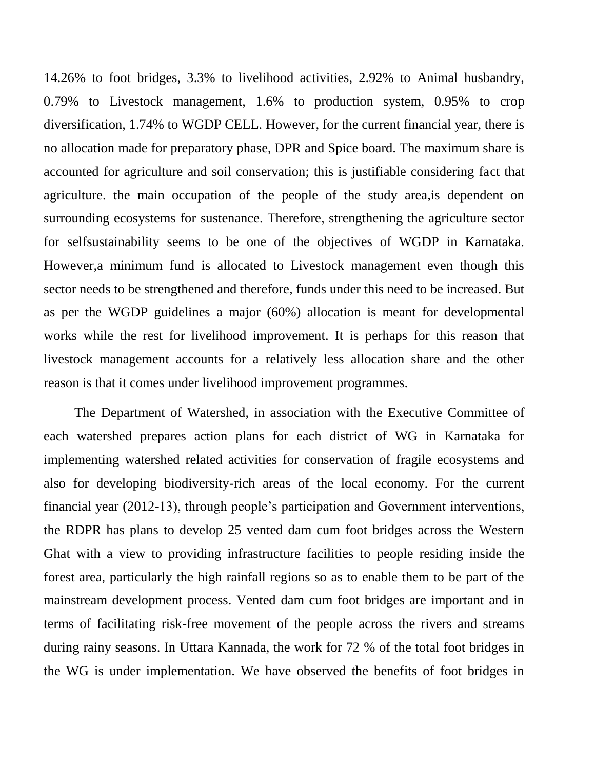14.26% to foot bridges, 3.3% to livelihood activities, 2.92% to Animal husbandry, 0.79% to Livestock management, 1.6% to production system, 0.95% to crop diversification, 1.74% to WGDP CELL. However, for the current financial year, there is no allocation made for preparatory phase, DPR and Spice board. The maximum share is accounted for agriculture and soil conservation; this is justifiable considering fact that agriculture. the main occupation of the people of the study area,is dependent on surrounding ecosystems for sustenance. Therefore, strengthening the agriculture sector for selfsustainability seems to be one of the objectives of WGDP in Karnataka. However,a minimum fund is allocated to Livestock management even though this sector needs to be strengthened and therefore, funds under this need to be increased. But as per the WGDP guidelines a major (60%) allocation is meant for developmental works while the rest for livelihood improvement. It is perhaps for this reason that livestock management accounts for a relatively less allocation share and the other reason is that it comes under livelihood improvement programmes.

The Department of Watershed, in association with the Executive Committee of each watershed prepares action plans for each district of WG in Karnataka for implementing watershed related activities for conservation of fragile ecosystems and also for developing biodiversity-rich areas of the local economy. For the current financial year (2012-13), through people's participation and Government interventions, the RDPR has plans to develop 25 vented dam cum foot bridges across the Western Ghat with a view to providing infrastructure facilities to people residing inside the forest area, particularly the high rainfall regions so as to enable them to be part of the mainstream development process. Vented dam cum foot bridges are important and in terms of facilitating risk-free movement of the people across the rivers and streams during rainy seasons. In Uttara Kannada, the work for 72 % of the total foot bridges in the WG is under implementation. We have observed the benefits of foot bridges in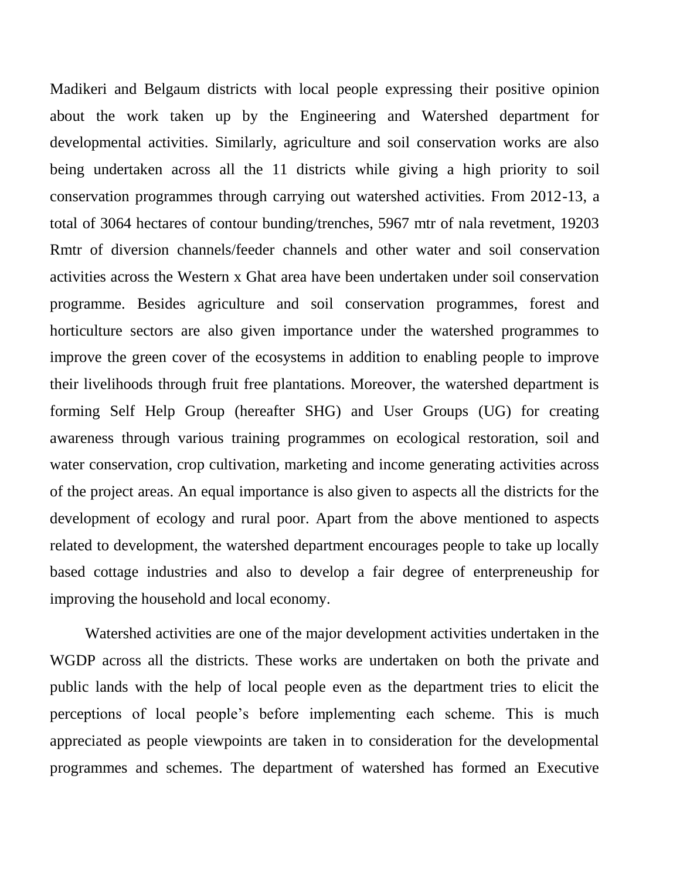Madikeri and Belgaum districts with local people expressing their positive opinion about the work taken up by the Engineering and Watershed department for developmental activities. Similarly, agriculture and soil conservation works are also being undertaken across all the 11 districts while giving a high priority to soil conservation programmes through carrying out watershed activities. From 2012-13, a total of 3064 hectares of contour bunding/trenches, 5967 mtr of nala revetment, 19203 Rmtr of diversion channels/feeder channels and other water and soil conservation activities across the Western x Ghat area have been undertaken under soil conservation programme. Besides agriculture and soil conservation programmes, forest and horticulture sectors are also given importance under the watershed programmes to improve the green cover of the ecosystems in addition to enabling people to improve their livelihoods through fruit free plantations. Moreover, the watershed department is forming Self Help Group (hereafter SHG) and User Groups (UG) for creating awareness through various training programmes on ecological restoration, soil and water conservation, crop cultivation, marketing and income generating activities across of the project areas. An equal importance is also given to aspects all the districts for the development of ecology and rural poor. Apart from the above mentioned to aspects related to development, the watershed department encourages people to take up locally based cottage industries and also to develop a fair degree of enterpreneuship for improving the household and local economy.

Watershed activities are one of the major development activities undertaken in the WGDP across all the districts. These works are undertaken on both the private and public lands with the help of local people even as the department tries to elicit the perceptions of local people's before implementing each scheme. This is much appreciated as people viewpoints are taken in to consideration for the developmental programmes and schemes. The department of watershed has formed an Executive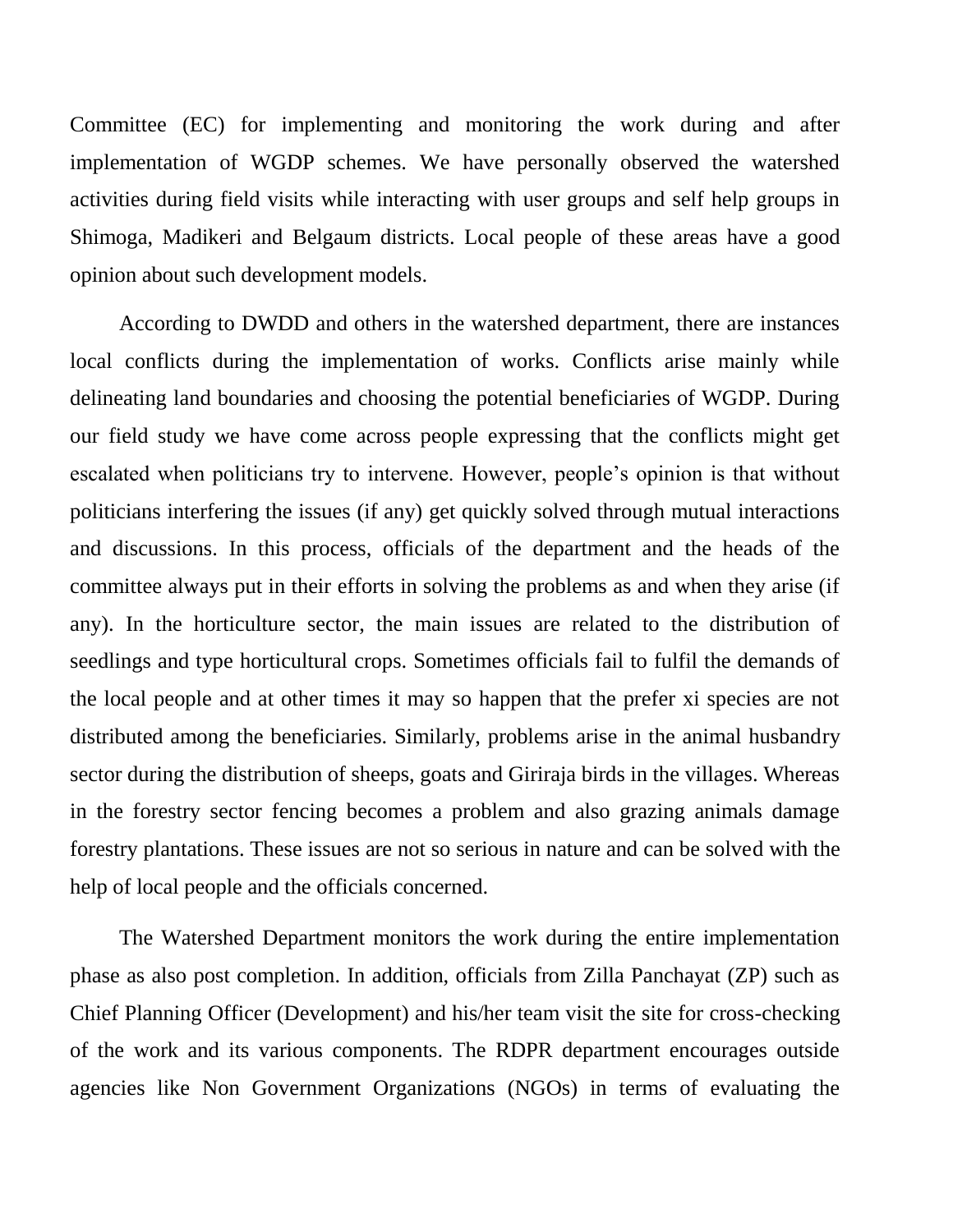Committee (EC) for implementing and monitoring the work during and after implementation of WGDP schemes. We have personally observed the watershed activities during field visits while interacting with user groups and self help groups in Shimoga, Madikeri and Belgaum districts. Local people of these areas have a good opinion about such development models.

According to DWDD and others in the watershed department, there are instances local conflicts during the implementation of works. Conflicts arise mainly while delineating land boundaries and choosing the potential beneficiaries of WGDP. During our field study we have come across people expressing that the conflicts might get escalated when politicians try to intervene. However, people's opinion is that without politicians interfering the issues (if any) get quickly solved through mutual interactions and discussions. In this process, officials of the department and the heads of the committee always put in their efforts in solving the problems as and when they arise (if any). In the horticulture sector, the main issues are related to the distribution of seedlings and type horticultural crops. Sometimes officials fail to fulfil the demands of the local people and at other times it may so happen that the prefer xi species are not distributed among the beneficiaries. Similarly, problems arise in the animal husbandry sector during the distribution of sheeps, goats and Giriraja birds in the villages. Whereas in the forestry sector fencing becomes a problem and also grazing animals damage forestry plantations. These issues are not so serious in nature and can be solved with the help of local people and the officials concerned.

The Watershed Department monitors the work during the entire implementation phase as also post completion. In addition, officials from Zilla Panchayat (ZP) such as Chief Planning Officer (Development) and his/her team visit the site for cross-checking of the work and its various components. The RDPR department encourages outside agencies like Non Government Organizations (NGOs) in terms of evaluating the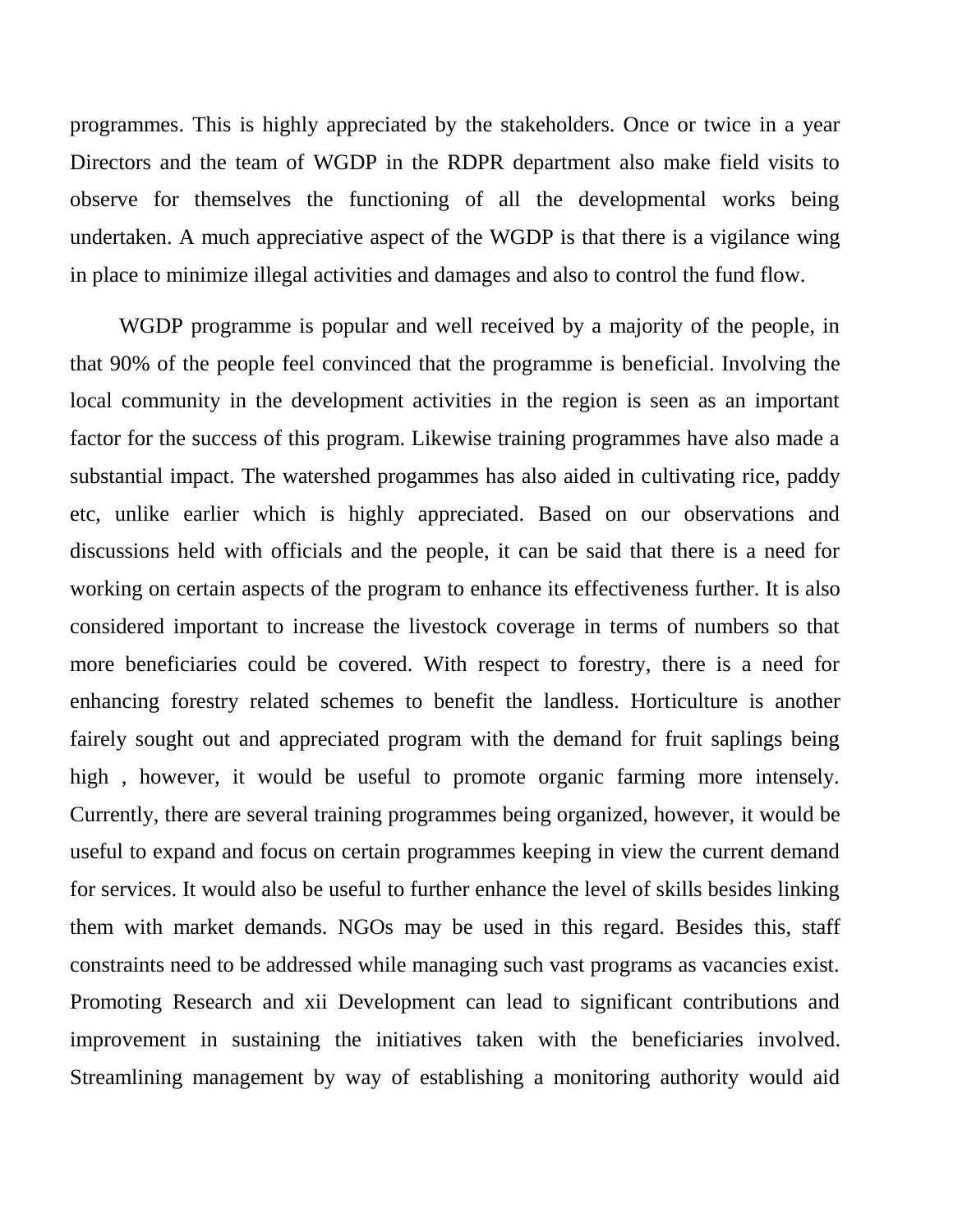programmes. This is highly appreciated by the stakeholders. Once or twice in a year Directors and the team of WGDP in the RDPR department also make field visits to observe for themselves the functioning of all the developmental works being undertaken. A much appreciative aspect of the WGDP is that there is a vigilance wing in place to minimize illegal activities and damages and also to control the fund flow.

WGDP programme is popular and well received by a majority of the people, in that 90% of the people feel convinced that the programme is beneficial. Involving the local community in the development activities in the region is seen as an important factor for the success of this program. Likewise training programmes have also made a substantial impact. The watershed progammes has also aided in cultivating rice, paddy etc, unlike earlier which is highly appreciated. Based on our observations and discussions held with officials and the people, it can be said that there is a need for working on certain aspects of the program to enhance its effectiveness further. It is also considered important to increase the livestock coverage in terms of numbers so that more beneficiaries could be covered. With respect to forestry, there is a need for enhancing forestry related schemes to benefit the landless. Horticulture is another fairely sought out and appreciated program with the demand for fruit saplings being high , however, it would be useful to promote organic farming more intensely. Currently, there are several training programmes being organized, however, it would be useful to expand and focus on certain programmes keeping in view the current demand for services. It would also be useful to further enhance the level of skills besides linking them with market demands. NGOs may be used in this regard. Besides this, staff constraints need to be addressed while managing such vast programs as vacancies exist. Promoting Research and xii Development can lead to significant contributions and improvement in sustaining the initiatives taken with the beneficiaries involved. Streamlining management by way of establishing a monitoring authority would aid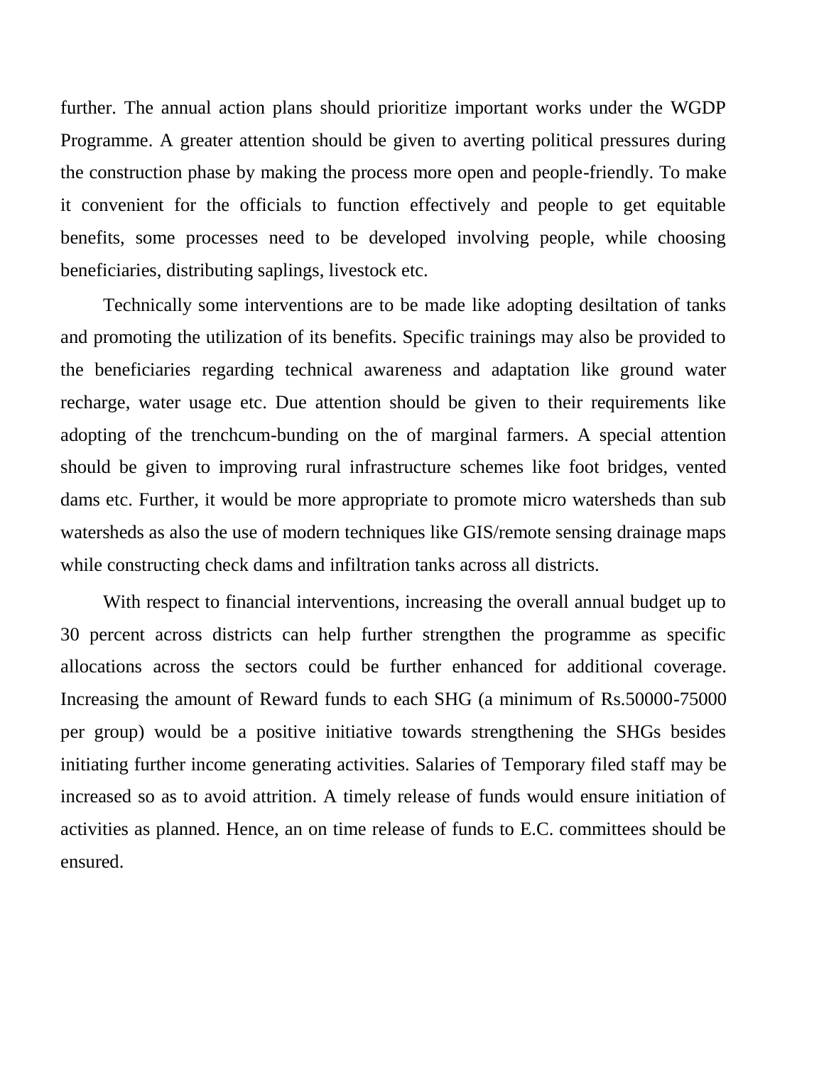further. The annual action plans should prioritize important works under the WGDP Programme. A greater attention should be given to averting political pressures during the construction phase by making the process more open and people-friendly. To make it convenient for the officials to function effectively and people to get equitable benefits, some processes need to be developed involving people, while choosing beneficiaries, distributing saplings, livestock etc.

Technically some interventions are to be made like adopting desiltation of tanks and promoting the utilization of its benefits. Specific trainings may also be provided to the beneficiaries regarding technical awareness and adaptation like ground water recharge, water usage etc. Due attention should be given to their requirements like adopting of the trenchcum-bunding on the of marginal farmers. A special attention should be given to improving rural infrastructure schemes like foot bridges, vented dams etc. Further, it would be more appropriate to promote micro watersheds than sub watersheds as also the use of modern techniques like GIS/remote sensing drainage maps while constructing check dams and infiltration tanks across all districts.

With respect to financial interventions, increasing the overall annual budget up to 30 percent across districts can help further strengthen the programme as specific allocations across the sectors could be further enhanced for additional coverage. Increasing the amount of Reward funds to each SHG (a minimum of Rs.50000-75000 per group) would be a positive initiative towards strengthening the SHGs besides initiating further income generating activities. Salaries of Temporary filed staff may be increased so as to avoid attrition. A timely release of funds would ensure initiation of activities as planned. Hence, an on time release of funds to E.C. committees should be ensured.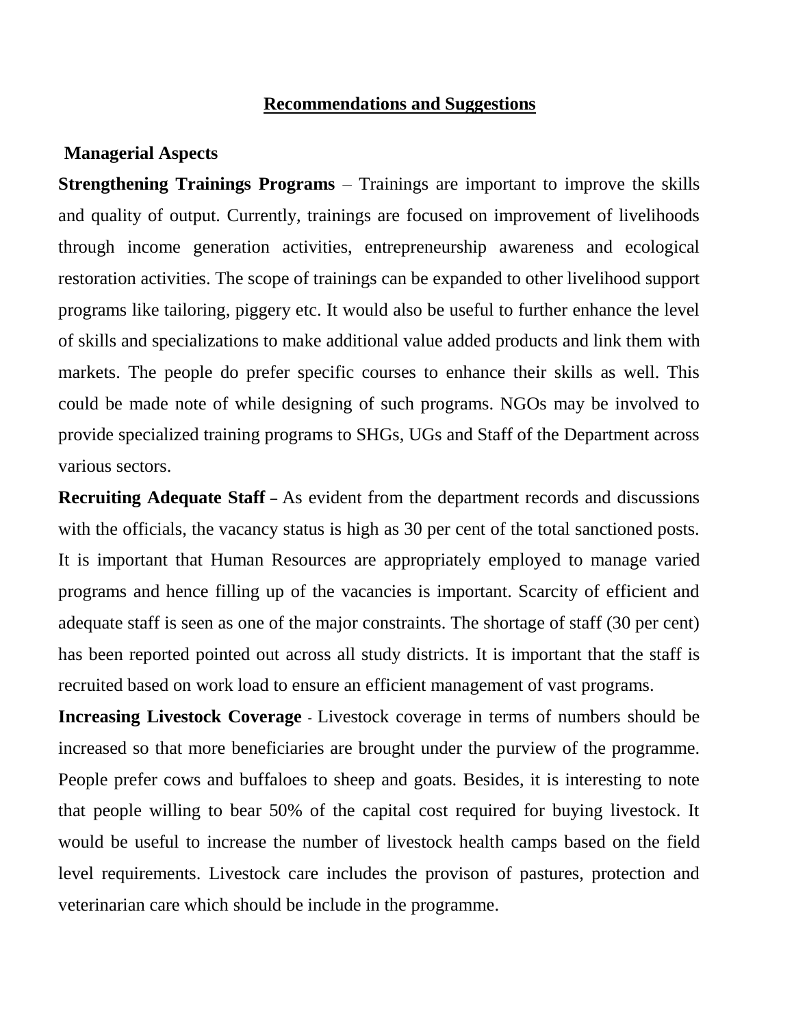## Recommendations and Suggestions

### Managerial Aspects

**Strengthening Trainings Programs** – Trainings are important to improve the skills and quality of output. Currently, trainings are focused on improvement of livelihoods through income generation activities, entrepreneurship awareness and ecological restoration activities. The scope of trainings can be expanded to other livelihood support programs like tailoring, piggery etc. It would also be useful to further enhance the level of skills and specializations to make additional value added products and link them with markets. The people do prefer specific courses to enhance their skills as well. This could be made note of while designing of such programs. NGOs may be involved to provide specialized training programs to SHGs, UGs and Staff of the Department across various sectors.

**Recruiting Adequate Staff** – As evident from the department records and discussions with the officials, the vacancy status is high as 30 per cent of the total sanctioned posts. It is important that Human Resources are appropriately employed to manage varied programs and hence filling up of the vacancies is important. Scarcity of efficient and adequate staff is seen as one of the major constraints. The shortage of staff (30 per cent) has been reported pointed out across all study districts. It is important that the staff is recruited based on work load to ensure an efficient management of vast programs.

**Increasing Livestock Coverage** - Livestock coverage in terms of numbers should be increased so that more beneficiaries are brought under the purview of the programme. People prefer cows and buffaloes to sheep and goats. Besides, it is interesting to note that people willing to bear 50% of the capital cost required for buying livestock. It would be useful to increase the number of livestock health camps based on the field level requirements. Livestock care includes the provison of pastures, protection and veterinarian care which should be include in the programme.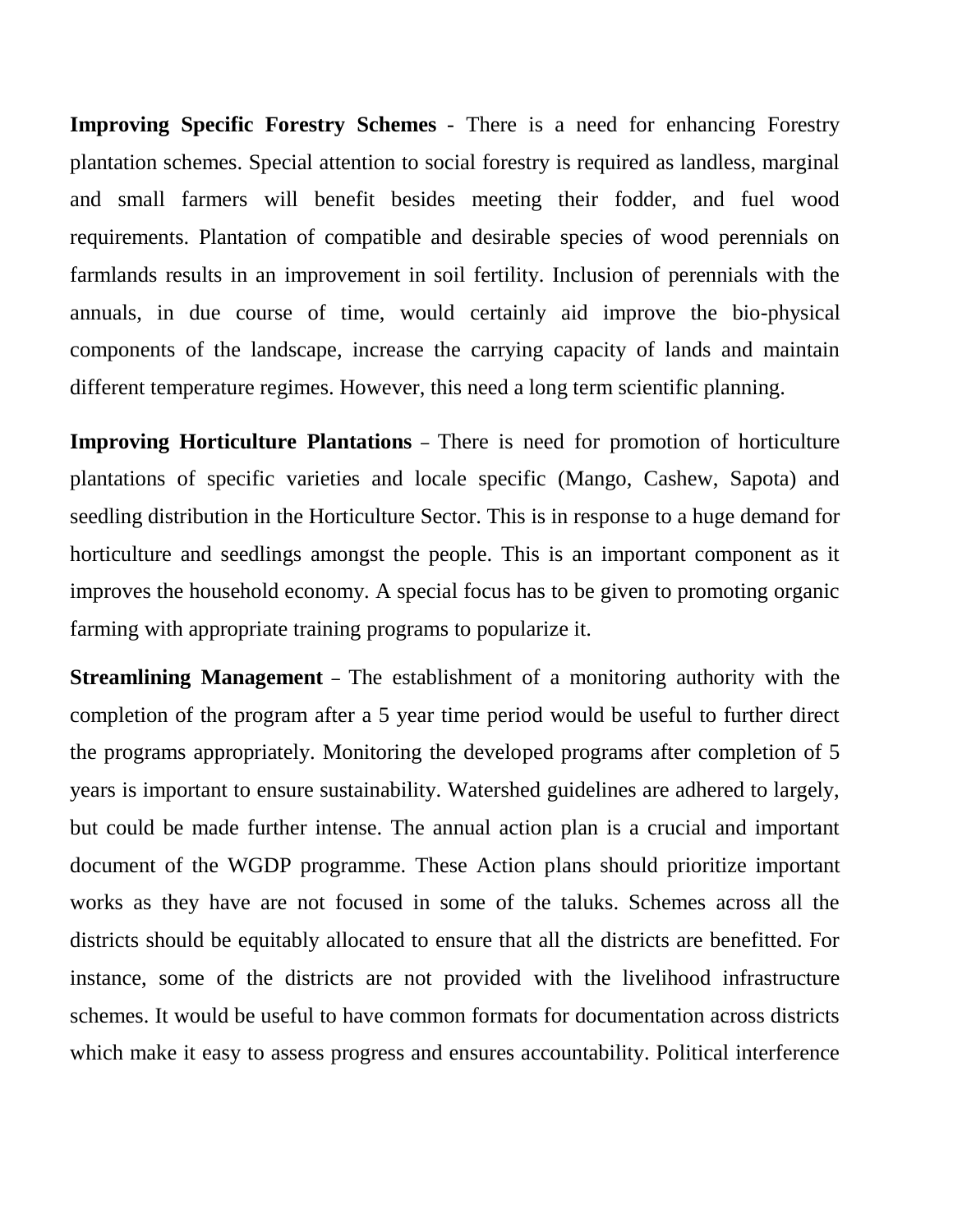**Improving Specific Forestry Schemes** - There is a need for enhancing Forestry plantation schemes. Special attention to social forestry is required as landless, marginal and small farmers will benefit besides meeting their fodder, and fuel wood requirements. Plantation of compatible and desirable species of wood perennials on farmlands results in an improvement in soil fertility. Inclusion of perennials with the annuals, in due course of time, would certainly aid improve the bio-physical components of the landscape, increase the carrying capacity of lands and maintain different temperature regimes. However, this need a long term scientific planning.

**Improving Horticulture Plantations** – There is need for promotion of horticulture plantations of specific varieties and locale specific (Mango, Cashew, Sapota) and seedling distribution in the Horticulture Sector. This is in response to a huge demand for horticulture and seedlings amongst the people. This is an important component as it improves the household economy. A special focus has to be given to promoting organic farming with appropriate training programs to popularize it.

**Streamlining Management** – The establishment of a monitoring authority with the completion of the program after a 5 year time period would be useful to further direct the programs appropriately. Monitoring the developed programs after completion of 5 years is important to ensure sustainability. Watershed guidelines are adhered to largely, but could be made further intense. The annual action plan is a crucial and important document of the WGDP programme. These Action plans should prioritize important works as they have are not focused in some of the taluks. Schemes across all the districts should be equitably allocated to ensure that all the districts are benefitted. For instance, some of the districts are not provided with the livelihood infrastructure schemes. It would be useful to have common formats for documentation across districts which make it easy to assess progress and ensures accountability. Political interference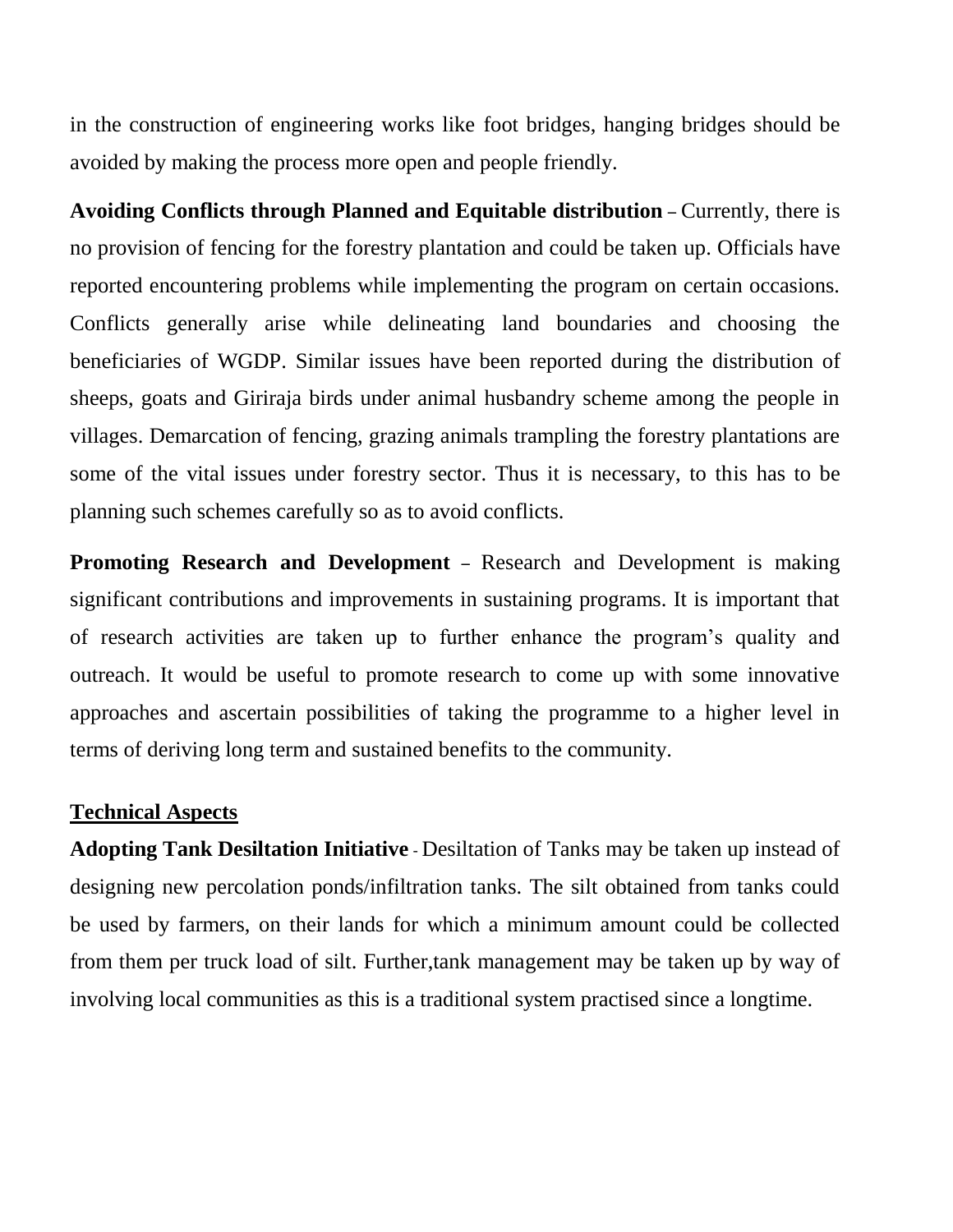in the construction of engineering works like foot bridges, hanging bridges should be avoided by making the process more open and people friendly.

**Avoiding Conflicts through Planned and Equitable distribution** – Currently, there is no provision of fencing for the forestry plantation and could be taken up. Officials have reported encountering problems while implementing the program on certain occasions. Conflicts generally arise while delineating land boundaries and choosing the beneficiaries of WGDP. Similar issues have been reported during the distribution of sheeps, goats and Giriraja birds under animal husbandry scheme among the people in villages. Demarcation of fencing, grazing animals trampling the forestry plantations are some of the vital issues under forestry sector. Thus it is necessary, to this has to be planning such schemes carefully so as to avoid conflicts.

**Promoting Research and Development** – Research and Development is making significant contributions and improvements in sustaining programs. It is important that of research activities are taken up to further enhance the program's quality and outreach. It would be useful to promote research to come up with some innovative approaches and ascertain possibilities of taking the programme to a higher level in terms of deriving long term and sustained benefits to the community.

## Technical Aspects

**Adopting Tank Desiltation Initiative** - Desiltation of Tanks may be taken up instead of designing new percolation ponds/infiltration tanks. The silt obtained from tanks could be used by farmers, on their lands for which a minimum amount could be collected from them per truck load of silt. Further,tank management may be taken up by way of involving local communities as this is a traditional system practised since a longtime.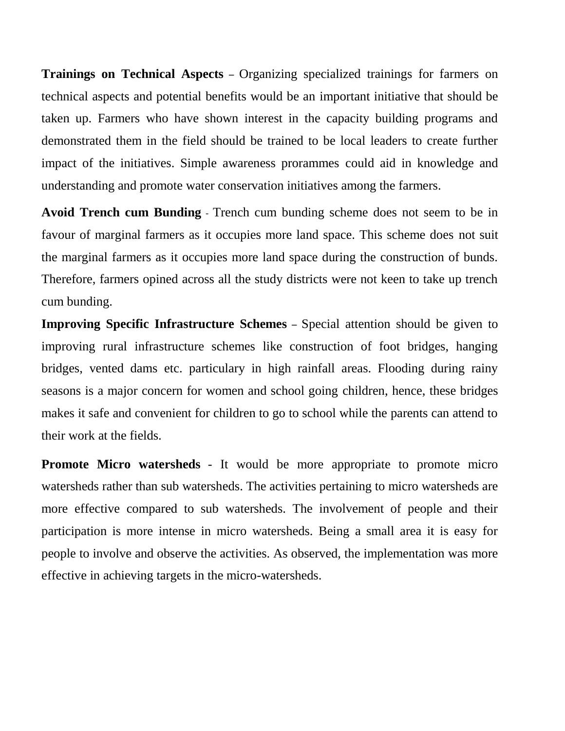**Trainings on Technical Aspects** – Organizing specialized trainings for farmers on technical aspects and potential benefits would be an important initiative that should be taken up. Farmers who have shown interest in the capacity building programs and demonstrated them in the field should be trained to be local leaders to create further impact of the initiatives. Simple awareness prorammes could aid in knowledge and understanding and promote water conservation initiatives among the farmers.

**Avoid Trench cum Bunding** - Trench cum bunding scheme does not seem to be in favour of marginal farmers as it occupies more land space. This scheme does not suit the marginal farmers as it occupies more land space during the construction of bunds. Therefore, farmers opined across all the study districts were not keen to take up trench cum bunding.

**Improving Specific Infrastructure Schemes** – Special attention should be given to improving rural infrastructure schemes like construction of foot bridges, hanging bridges, vented dams etc. particulary in high rainfall areas. Flooding during rainy seasons is a major concern for women and school going children, hence, these bridges makes it safe and convenient for children to go to school while the parents can attend to their work at the fields.

**Promote Micro watersheds** - It would be more appropriate to promote micro watersheds rather than sub watersheds. The activities pertaining to micro watersheds are more effective compared to sub watersheds. The involvement of people and their participation is more intense in micro watersheds. Being a small area it is easy for people to involve and observe the activities. As observed, the implementation was more effective in achieving targets in the micro-watersheds.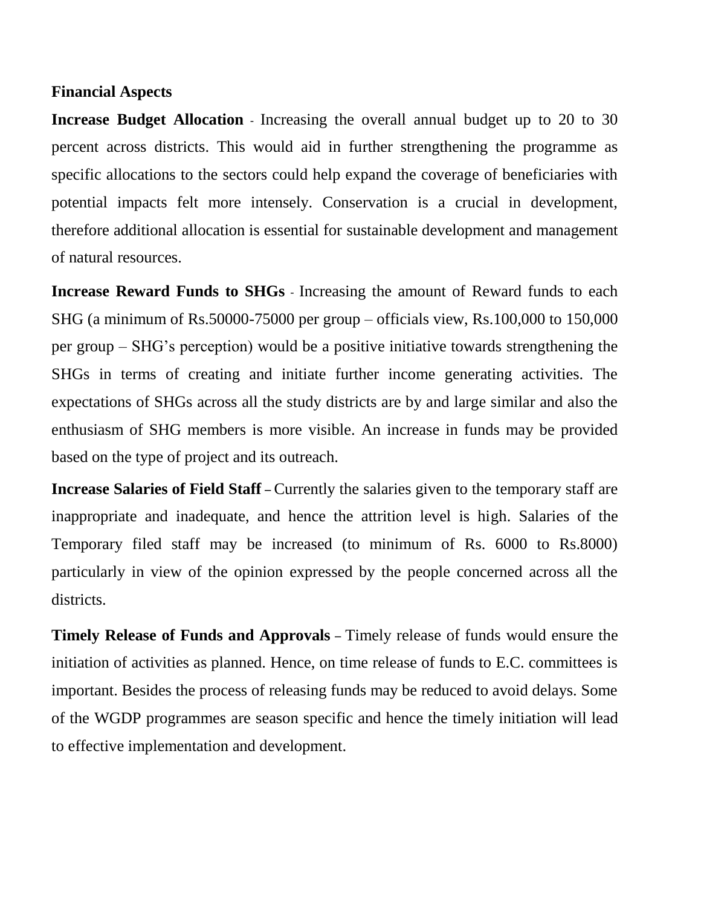**Financial Aspects**

**Increase Budget Allocation** - Increasing the overall annual budget up to 20 to 30 percent across districts. This would aid in further strengthening the programme as specific allocations to the sectors could help expand the coverage of beneficiaries with potential impacts felt more intensely. Conservation is a crucial in development, therefore additional allocation is essential for sustainable development and management of natural resources.

**Increase Reward Funds to SHGs** - Increasing the amount of Reward funds to each SHG (a minimum of Rs.50000-75000 per group – officials view, Rs.100,000 to 150,000 per group – SHG's perception) would be a positive initiative towards strengthening the SHGs in terms of creating and initiate further income generating activities. The expectations of SHGs across all the study districts are by and large similar and also the enthusiasm of SHG members is more visible. An increase in funds may be provided based on the type of project and its outreach.

**Increase Salaries of Field Staff** – Currently the salaries given to the temporary staff are inappropriate and inadequate, and hence the attrition level is high. Salaries of the Temporary filed staff may be increased (to minimum of Rs. 6000 to Rs.8000) particularly in view of the opinion expressed by the people concerned across all the districts.

**Timely Release of Funds and Approvals** – Timely release of funds would ensure the initiation of activities as planned. Hence, on time release of funds to E.C. committees is important. Besides the process of releasing funds may be reduced to avoid delays. Some of the WGDP programmes are season specific and hence the timely initiation will lead to effective implementation and development.